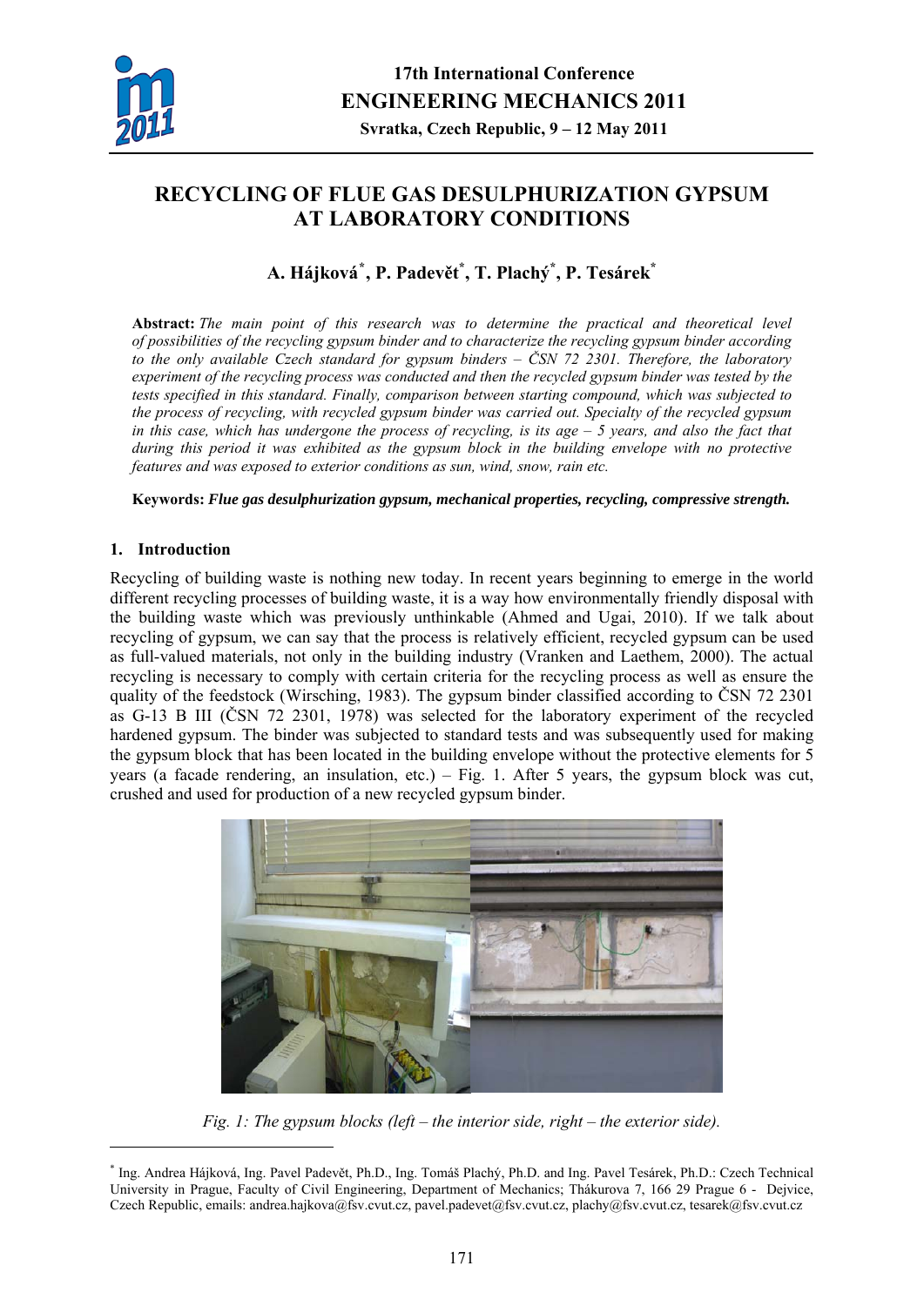# RECYCLING OF FLUE GAS DESULPHURIZATION GYPSUM AT LABORATORY CONDITIONS

**A. Hájková*, P. Padevět*, T. Plachý*, P. Tesárek***

**Abstract:** *The main point of this research was to determine the practical and theoretical level of possibilities of the recycling gypsum binder and to characterize the recycling gypsum binder according to the only available Czech standard for gypsum binders – ČSN 72 2301. Therefore, the laboratory experiment of the recycling process was conducted and then the recycled gypsum binder was tested by the tests specified in this standard. Finally, comparison between starting compound, which was subjected to the process of recycling, with recycled gypsum binder was carried out. Specialty of the recycled gypsum in this case, which has undergone the process of recycling, is its age – 5 years, and also the fact that during this period it was exhibited as the gypsum block in the building envelope with no protective features and was exposed to exterior conditions as sun, wind, snow, rain etc.*

**Keywords:** ***Flue gas desulphurization gypsum, mechanical properties, recycling, compressive strength.***

## 1. Introduction

Recycling of building waste is nothing new today. In recent years beginning to emerge in the world different recycling processes of building waste, it is a way how environmentally friendly disposal with the building waste which was previously unthinkable (Ahmed and Ugai, 2010). If we talk about recycling of gypsum, we can say that the process is relatively efficient, recycled gypsum can be used as full-valued materials, not only in the building industry (Vranken and Laethem, 2000). The actual recycling is necessary to comply with certain criteria for the recycling process as well as ensure the quality of the feedstock (Wirsching, 1983). The gypsum binder classified according to ČSN 72 2301 as G-13 B III (ČSN 72 2301, 1978) was selected for the laboratory experiment of the recycled hardened gypsum. The binder was subjected to standard tests and was subsequently used for making the gypsum block that has been located in the building envelope without the protective elements for 5 years (a facade rendering, an insulation, etc.) – Fig. 1. After 5 years, the gypsum block was cut, crushed and used for production of a new recycled gypsum binder.

*Fig. 1: The gypsum blocks (left – the interior side, right – the exterior side).*

---

* Ing. Andrea Hájková, Ing. Pavel Padevět, Ph.D., Ing. Tomáš Plachý, Ph.D. and Ing. Pavel Tesárek, Ph.D.: Czech Technical University in Prague, Faculty of Civil Engineering, Department of Mechanics; Thákurova 7, 166 29 Prague 6 - Dejvice, Czech Republic, emails: andrea.hajkova@fsv.cvut.cz, pavel.padevet@fsv.cvut.cz, plachy@fsv.cvut.cz, tesarek@fsv.cvut.cz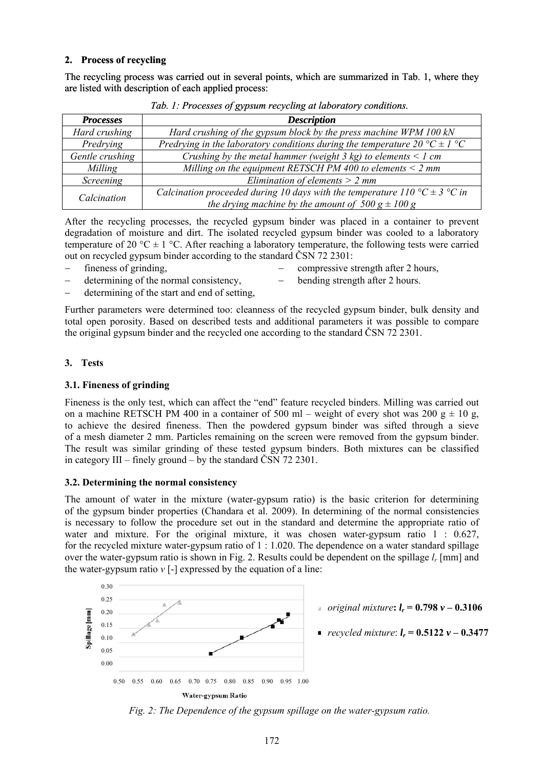## 2. Process of recycling

The recycling process was carried out in several points, which are summarized in Tab. 1, where they are listed with description of each applied process:

*Tab. 1: Processes of gypsum recycling at laboratory conditions.*

| ***Processes*** | ***Description*** |
|---|---|
| *Hard crushing* | *Hard crushing of the gypsum block by the press machine WPM 100 kN* |
| *Predrying* | *Predrying in the laboratory conditions during the temperature 20 °C ± 1 °C* |
| *Gentle crushing* | *Crushing by the metal hammer (weight 3 kg) to elements < 1 cm* |
| *Milling* | *Milling on the equipment RETSCH PM 400 to elements < 2 mm* |
| *Screening* | *Elimination of elements > 2 mm* |
| *Calcination* | *Calcination proceeded during 10 days with the temperature 110 °C ± 3 °C in the drying machine by the amount of 500 g ± 100 g* |

After the recycling processes, the recycled gypsum binder was placed in a container to prevent degradation of moisture and dirt. The isolated recycled gypsum binder was cooled to a laboratory temperature of 20 °C ± 1 °C. After reaching a laboratory temperature, the following tests were carried out on recycled gypsum binder according to the standard ČSN 72 2301:

- fineness of grinding,
- determining of the normal consistency,
- determining of the start and end of setting,
- compressive strength after 2 hours,
- bending strength after 2 hours.

Further parameters were determined too: cleanness of the recycled gypsum binder, bulk density and total open porosity. Based on described tests and additional parameters it was possible to compare the original gypsum binder and the recycled one according to the standard ČSN 72 2301.

## 3. Tests

### 3.1. Fineness of grinding

Fineness is the only test, which can affect the "end" feature recycled binders. Milling was carried out on a machine RETSCH PM 400 in a container of 500 ml – weight of every shot was 200 g ± 10 g, to achieve the desired fineness. Then the powdered gypsum binder was sifted through a sieve of a mesh diameter 2 mm. Particles remaining on the screen were removed from the gypsum binder. The result was similar grinding of these tested gypsum binders. Both mixtures can be classified in category III – finely ground – by the standard ČSN 72 2301.

### 3.2. Determining the normal consistency

The amount of water in the mixture (water-gypsum ratio) is the basic criterion for determining of the gypsum binder properties (Chandara et al. 2009). In determining of the normal consistencies is necessary to follow the procedure set out in the standard and determine the appropriate ratio of water and mixture. For the original mixture, it was chosen water-gypsum ratio 1 : 0.627, for the recycled mixture water-gypsum ratio of 1 : 1.020. The dependence on a water standard spillage over the water-gypsum ratio is shown in Fig. 2. Results could be dependent on the spillage $l_r$ [mm] and the water-gypsum ratio $v$ [-] expressed by the equation of a line:

*original mixture*: $l_r = 0.798\ v - 0.3106$

*recycled mixture*: $l_r = 0.5122\ v - 0.3477$

*Fig. 2: The Dependence of the gypsum spillage on the water-gypsum ratio.*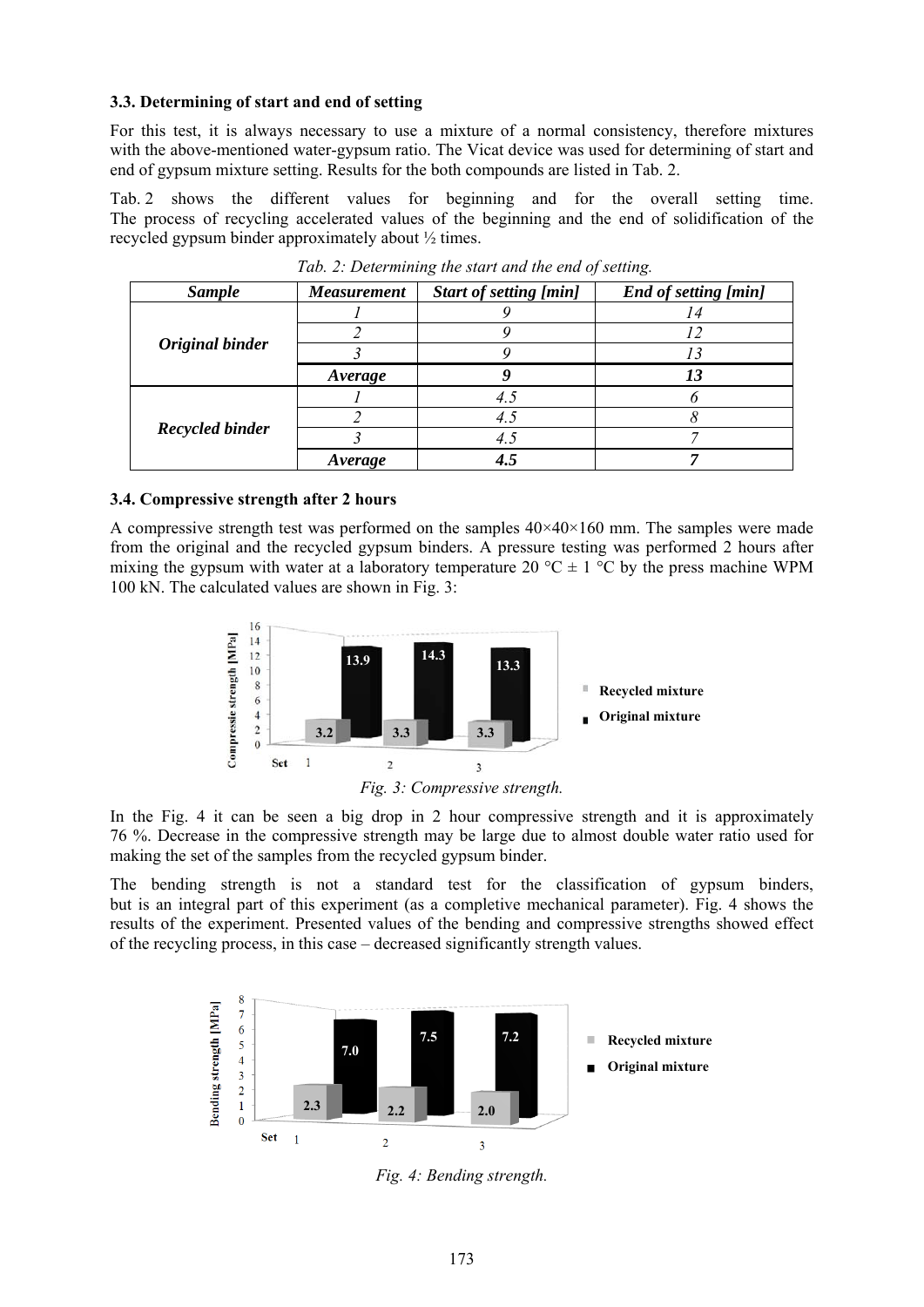### 3.3. Determining of start and end of setting

For this test, it is always necessary to use a mixture of a normal consistency, therefore mixtures with the above-mentioned water-gypsum ratio. The Vicat device was used for determining of start and end of gypsum mixture setting. Results for the both compounds are listed in Tab. 2.

Tab. 2 shows the different values for beginning and for the overall setting time. The process of recycling accelerated values of the beginning and the end of solidification of the recycled gypsum binder approximately about ½ times.

*Tab. 2: Determining the start and the end of setting.*

| *Sample* | *Measurement* | *Start of setting [min]* | *End of setting [min]* |
|---|---|---|---|
| ***Original binder*** | *1* | *9* | *14* |
| | *2* | *9* | *12* |
| | *3* | *9* | *13* |
| | ***Average*** | ***9*** | ***13*** |
| ***Recycled binder*** | *1* | *4.5* | *6* |
| | *2* | *4.5* | *8* |
| | *3* | *4.5* | *7* |
| | ***Average*** | ***4.5*** | ***7*** |

### 3.4. Compressive strength after 2 hours

A compressive strength test was performed on the samples 40×40×160 mm. The samples were made from the original and the recycled gypsum binders. A pressure testing was performed 2 hours after mixing the gypsum with water at a laboratory temperature 20 °C ± 1 °C by the press machine WPM 100 kN. The calculated values are shown in Fig. 3:

| Set | Recycled mixture [MPa] | Original mixture [MPa] |
|---|---|---|
| 1 | 3.2 | 13.9 |
| 2 | 3.3 | 14.3 |
| 3 | 3.3 | 13.3 |

*Fig. 3: Compressive strength.*

In the Fig. 4 it can be seen a big drop in 2 hour compressive strength and it is approximately 76 %. Decrease in the compressive strength may be large due to almost double water ratio used for making the set of the samples from the recycled gypsum binder.

The bending strength is not a standard test for the classification of gypsum binders, but is an integral part of this experiment (as a completive mechanical parameter). Fig. 4 shows the results of the experiment. Presented values of the bending and compressive strengths showed effect of the recycling process, in this case – decreased significantly strength values.

| Set | Recycled mixture [MPa] | Original mixture [MPa] |
|---|---|---|
| 1 | 2.3 | 7.0 |
| 2 | 2.2 | 7.5 |
| 3 | 2.0 | 7.2 |

*Fig. 4: Bending strength.*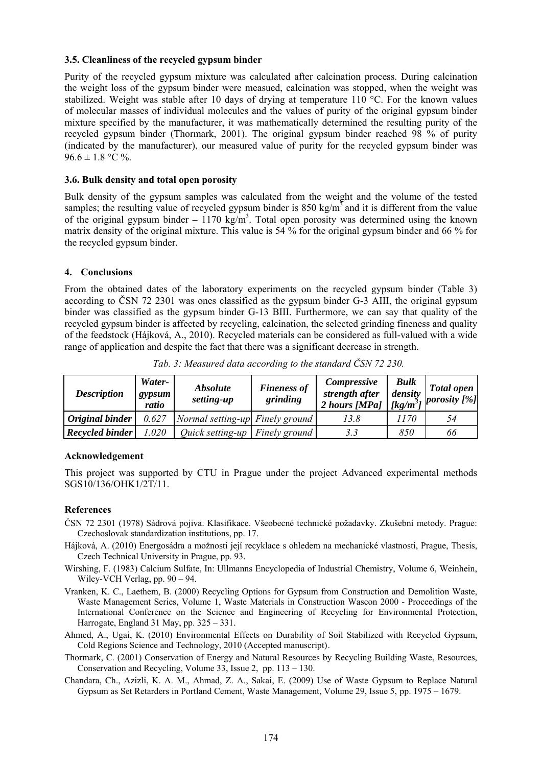### 3.5. Cleanliness of the recycled gypsum binder

Purity of the recycled gypsum mixture was calculated after calcination process. During calcination the weight loss of the gypsum binder were measued, calcination was stopped, when the weight was stabilized. Weight was stable after 10 days of drying at temperature 110 °C. For the known values of molecular masses of individual molecules and the values of purity of the original gypsum binder mixture specified by the manufacturer, it was mathematically determined the resulting purity of the recycled gypsum binder (Thormark, 2001). The original gypsum binder reached 98 % of purity (indicated by the manufacturer), our measured value of purity for the recycled gypsum binder was $96.6 \pm 1.8$ °C %.

### 3.6. Bulk density and total open porosity

Bulk density of the gypsum samples was calculated from the weight and the volume of the tested samples; the resulting value of recycled gypsum binder is 850 kg/m$^3$ and it is different from the value of the original gypsum binder – 1170 kg/m$^3$. Total open porosity was determined using the known matrix density of the original mixture. This value is 54 % for the original gypsum binder and 66 % for the recycled gypsum binder.

## 4. Conclusions

From the obtained dates of the laboratory experiments on the recycled gypsum binder (Table 3) according to ČSN 72 2301 was ones classified as the gypsum binder G-3 AIII, the original gypsum binder was classified as the gypsum binder G-13 BIII. Furthermore, we can say that quality of the recycled gypsum binder is affected by recycling, calcination, the selected grinding fineness and quality of the feedstock (Hájková, A., 2010). Recycled materials can be considered as full-valued with a wide range of application and despite the fact that there was a significant decrease in strength.

*Tab. 3: Measured data according to the standard ČSN 72 230.*

| ***Description*** | ***Water-gypsum ratio*** | ***Absolute setting-up*** | ***Fineness of grinding*** | ***Compressive strength after 2 hours [MPa]*** | ***Bulk density [kg/m$^3$]*** | ***Total open porosity [%]*** |
|---|---|---|---|---|---|---|
| ***Original binder*** | *0.627* | *Normal setting-up* | *Finely ground* | *13.8* | *1170* | *54* |
| ***Recycled binder*** | *1.020* | *Quick setting-up* | *Finely ground* | *3.3* | *850* | *66* |

### Acknowledgement

This project was supported by CTU in Prague under the project Advanced experimental methods SGS10/136/OHK1/2T/11.

### References

ČSN 72 2301 (1978) Sádrová pojiva. Klasifikace. Všeobecné technické požadavky. Zkušební metody. Prague: Czechoslovak standardization institutions, pp. 17.

Hájková, A. (2010) Energosádra a možnosti její recyklace s ohledem na mechanické vlastnosti, Prague, Thesis, Czech Technical University in Prague, pp. 93.

Wirshing, F. (1983) Calcium Sulfate, In: Ullmanns Encyclopedia of Industrial Chemistry, Volume 6, Weinhein, Wiley-VCH Verlag, pp. 90 – 94.

Vranken, K. C., Laethem, B. (2000) Recycling Options for Gypsum from Construction and Demolition Waste, Waste Management Series, Volume 1, Waste Materials in Construction Wascon 2000 - Proceedings of the International Conference on the Science and Engineering of Recycling for Environmental Protection, Harrogate, England 31 May, pp. 325 – 331.

Ahmed, A., Ugai, K. (2010) Environmental Effects on Durability of Soil Stabilized with Recycled Gypsum, Cold Regions Science and Technology, 2010 (Accepted manuscript).

Thormark, C. (2001) Conservation of Energy and Natural Resources by Recycling Building Waste, Resources, Conservation and Recycling, Volume 33, Issue 2, pp. 113 – 130.

Chandara, Ch., Azizli, K. A. M., Ahmad, Z. A., Sakai, E. (2009) Use of Waste Gypsum to Replace Natural Gypsum as Set Retarders in Portland Cement, Waste Management, Volume 29, Issue 5, pp. 1975 – 1679.